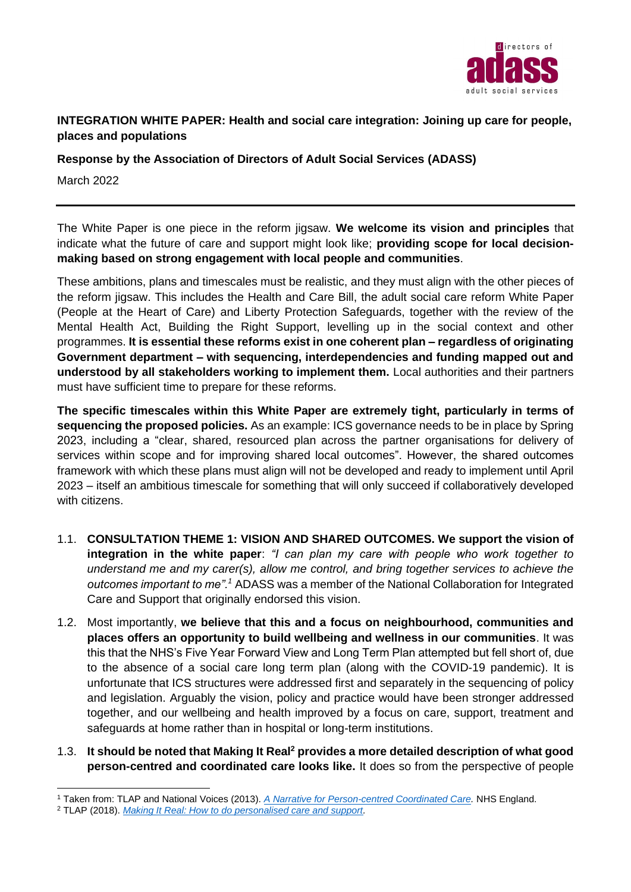**INTEGRATION WHITE PAPER: Health and social care integration: Joining up care for people, places and populations**

**Response by the Association of Directors of Adult Social Services (ADASS)**

March 2022

---

The White Paper is one piece in the reform jigsaw. **We welcome its vision and principles** that indicate what the future of care and support might look like; **providing scope for local decision-making based on strong engagement with local people and communities**.

These ambitions, plans and timescales must be realistic, and they must align with the other pieces of the reform jigsaw. This includes the Health and Care Bill, the adult social care reform White Paper (People at the Heart of Care) and Liberty Protection Safeguards, together with the review of the Mental Health Act, Building the Right Support, levelling up in the social context and other programmes. **It is essential these reforms exist in one coherent plan – regardless of originating Government department – with sequencing, interdependencies and funding mapped out and understood by all stakeholders working to implement them.** Local authorities and their partners must have sufficient time to prepare for these reforms.

**The specific timescales within this White Paper are extremely tight, particularly in terms of sequencing the proposed policies.** As an example: ICS governance needs to be in place by Spring 2023, including a "clear, shared, resourced plan across the partner organisations for delivery of services within scope and for improving shared local outcomes". However, the shared outcomes framework with which these plans must align will not be developed and ready to implement until April 2023 – itself an ambitious timescale for something that will only succeed if collaboratively developed with citizens.

1.1. **CONSULTATION THEME 1: VISION AND SHARED OUTCOMES. We support the vision of integration in the white paper**: *"I can plan my care with people who work together to understand me and my carer(s), allow me control, and bring together services to achieve the outcomes important to me".*[1] ADASS was a member of the National Collaboration for Integrated Care and Support that originally endorsed this vision.

1.2. Most importantly, **we believe that this and a focus on neighbourhood, communities and places offers an opportunity to build wellbeing and wellness in our communities**. It was this that the NHS's Five Year Forward View and Long Term Plan attempted but fell short of, due to the absence of a social care long term plan (along with the COVID-19 pandemic). It is unfortunate that ICS structures were addressed first and separately in the sequencing of policy and legislation. Arguably the vision, policy and practice would have been stronger addressed together, and our wellbeing and health improved by a focus on care, support, treatment and safeguards at home rather than in hospital or long-term institutions.

1.3. **It should be noted that Making It Real[2] provides a more detailed description of what good person-centred and coordinated care looks like.** It does so from the perspective of people

---

[1] Taken from: TLAP and National Voices (2013). *A Narrative for Person-centred Coordinated Care.* NHS England.

[2] TLAP (2018). *Making It Real: How to do personalised care and support*.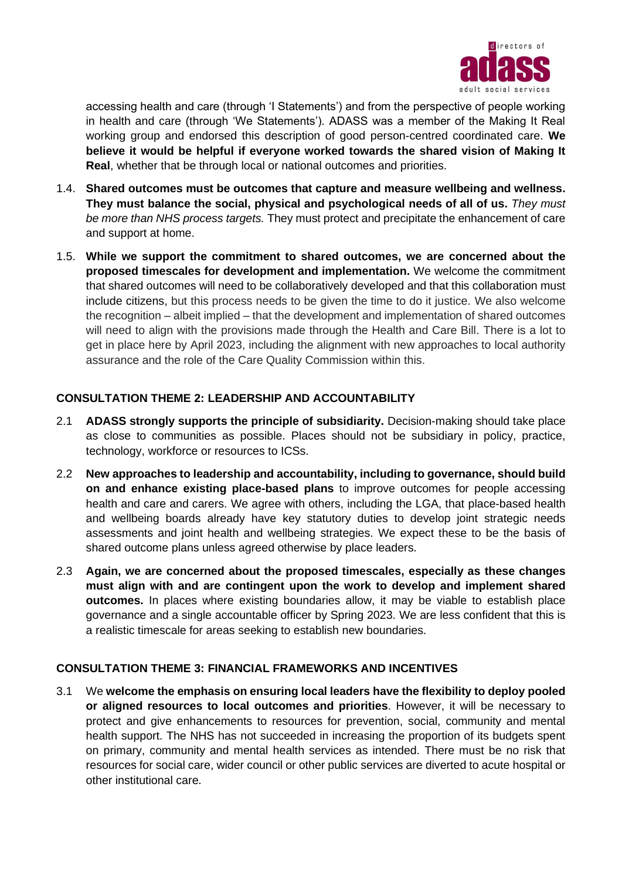accessing health and care (through 'I Statements') and from the perspective of people working in health and care (through 'We Statements'). ADASS was a member of the Making It Real working group and endorsed this description of good person-centred coordinated care. **We believe it would be helpful if everyone worked towards the shared vision of Making It Real**, whether that be through local or national outcomes and priorities.

1.4. **Shared outcomes must be outcomes that capture and measure wellbeing and wellness. They must balance the social, physical and psychological needs of all of us.** *They must be more than NHS process targets.* They must protect and precipitate the enhancement of care and support at home.

1.5. **While we support the commitment to shared outcomes, we are concerned about the proposed timescales for development and implementation.** We welcome the commitment that shared outcomes will need to be collaboratively developed and that this collaboration must include citizens, but this process needs to be given the time to do it justice. We also welcome the recognition – albeit implied – that the development and implementation of shared outcomes will need to align with the provisions made through the Health and Care Bill. There is a lot to get in place here by April 2023, including the alignment with new approaches to local authority assurance and the role of the Care Quality Commission within this.

## CONSULTATION THEME 2: LEADERSHIP AND ACCOUNTABILITY

2.1 **ADASS strongly supports the principle of subsidiarity.** Decision-making should take place as close to communities as possible. Places should not be subsidiary in policy, practice, technology, workforce or resources to ICSs.

2.2 **New approaches to leadership and accountability, including to governance, should build on and enhance existing place-based plans** to improve outcomes for people accessing health and care and carers. We agree with others, including the LGA, that place-based health and wellbeing boards already have key statutory duties to develop joint strategic needs assessments and joint health and wellbeing strategies. We expect these to be the basis of shared outcome plans unless agreed otherwise by place leaders.

2.3 **Again, we are concerned about the proposed timescales, especially as these changes must align with and are contingent upon the work to develop and implement shared outcomes.** In places where existing boundaries allow, it may be viable to establish place governance and a single accountable officer by Spring 2023. We are less confident that this is a realistic timescale for areas seeking to establish new boundaries.

## CONSULTATION THEME 3: FINANCIAL FRAMEWORKS AND INCENTIVES

3.1 We **welcome the emphasis on ensuring local leaders have the flexibility to deploy pooled or aligned resources to local outcomes and priorities**. However, it will be necessary to protect and give enhancements to resources for prevention, social, community and mental health support. The NHS has not succeeded in increasing the proportion of its budgets spent on primary, community and mental health services as intended. There must be no risk that resources for social care, wider council or other public services are diverted to acute hospital or other institutional care.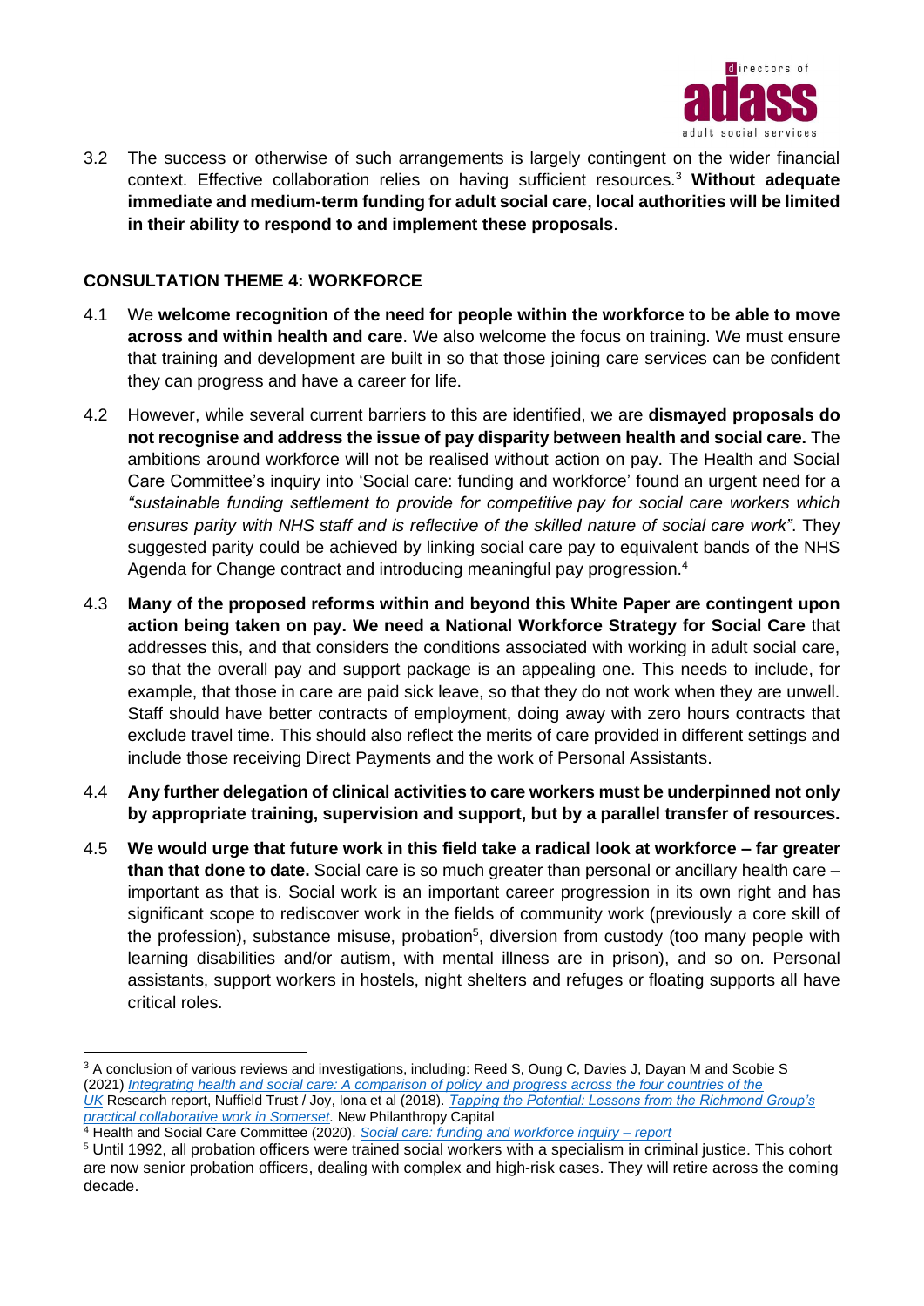3.2 The success or otherwise of such arrangements is largely contingent on the wider financial context. Effective collaboration relies on having sufficient resources.[3] **Without adequate immediate and medium-term funding for adult social care, local authorities will be limited in their ability to respond to and implement these proposals**.

## CONSULTATION THEME 4: WORKFORCE

4.1 We **welcome recognition of the need for people within the workforce to be able to move across and within health and care**. We also welcome the focus on training. We must ensure that training and development are built in so that those joining care services can be confident they can progress and have a career for life.

4.2 However, while several current barriers to this are identified, we are **dismayed proposals do not recognise and address the issue of pay disparity between health and social care.** The ambitions around workforce will not be realised without action on pay. The Health and Social Care Committee's inquiry into 'Social care: funding and workforce' found an urgent need for a *"sustainable funding settlement to provide for competitive pay for social care workers which ensures parity with NHS staff and is reflective of the skilled nature of social care work"*. They suggested parity could be achieved by linking social care pay to equivalent bands of the NHS Agenda for Change contract and introducing meaningful pay progression.[4]

4.3 **Many of the proposed reforms within and beyond this White Paper are contingent upon action being taken on pay. We need a National Workforce Strategy for Social Care** that addresses this, and that considers the conditions associated with working in adult social care, so that the overall pay and support package is an appealing one. This needs to include, for example, that those in care are paid sick leave, so that they do not work when they are unwell. Staff should have better contracts of employment, doing away with zero hours contracts that exclude travel time. This should also reflect the merits of care provided in different settings and include those receiving Direct Payments and the work of Personal Assistants.

4.4 **Any further delegation of clinical activities to care workers must be underpinned not only by appropriate training, supervision and support, but by a parallel transfer of resources.**

4.5 **We would urge that future work in this field take a radical look at workforce – far greater than that done to date.** Social care is so much greater than personal or ancillary health care – important as that is. Social work is an important career progression in its own right and has significant scope to rediscover work in the fields of community work (previously a core skill of the profession), substance misuse, probation[5], diversion from custody (too many people with learning disabilities and/or autism, with mental illness are in prison), and so on. Personal assistants, support workers in hostels, night shelters and refuges or floating supports all have critical roles.

---

[3] A conclusion of various reviews and investigations, including: Reed S, Oung C, Davies J, Dayan M and Scobie S (2021) *Integrating health and social care: A comparison of policy and progress across the four countries of the UK* Research report, Nuffield Trust / Joy, Iona et al (2018). *Tapping the Potential: Lessons from the Richmond Group's practical collaborative work in Somerset.* New Philanthropy Capital

[4] Health and Social Care Committee (2020). *Social care: funding and workforce inquiry – report*

[5] Until 1992, all probation officers were trained social workers with a specialism in criminal justice. This cohort are now senior probation officers, dealing with complex and high-risk cases. They will retire across the coming decade.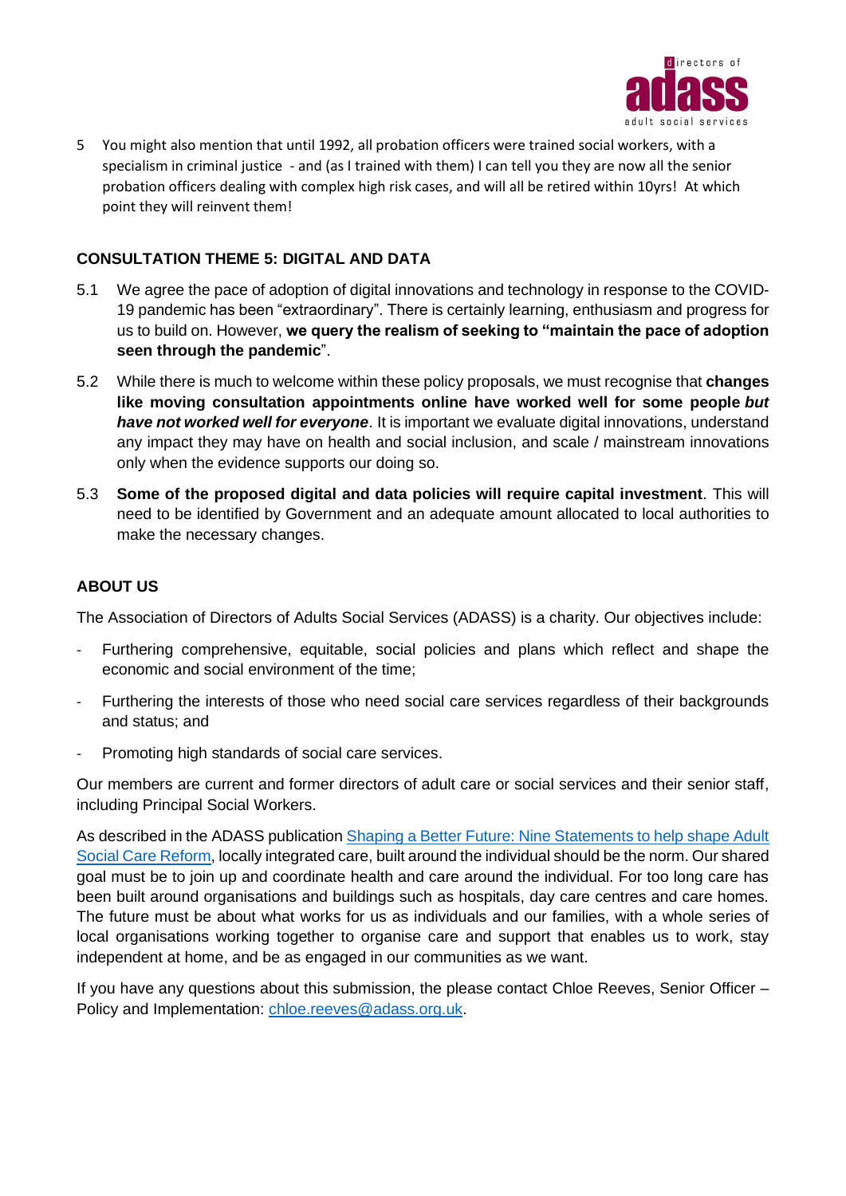5 You might also mention that until 1992, all probation officers were trained social workers, with a specialism in criminal justice - and (as I trained with them) I can tell you they are now all the senior probation officers dealing with complex high risk cases, and will all be retired within 10yrs! At which point they will reinvent them!

## CONSULTATION THEME 5: DIGITAL AND DATA

5.1 We agree the pace of adoption of digital innovations and technology in response to the COVID-19 pandemic has been "extraordinary". There is certainly learning, enthusiasm and progress for us to build on. However, **we query the realism of seeking to "maintain the pace of adoption seen through the pandemic**".

5.2 While there is much to welcome within these policy proposals, we must recognise that **changes like moving consultation appointments online have worked well for some people *but have not worked well for everyone***. It is important we evaluate digital innovations, understand any impact they may have on health and social inclusion, and scale / mainstream innovations only when the evidence supports our doing so.

5.3 **Some of the proposed digital and data policies will require capital investment**. This will need to be identified by Government and an adequate amount allocated to local authorities to make the necessary changes.

## ABOUT US

The Association of Directors of Adults Social Services (ADASS) is a charity. Our objectives include:

- Furthering comprehensive, equitable, social policies and plans which reflect and shape the economic and social environment of the time;
- Furthering the interests of those who need social care services regardless of their backgrounds and status; and
- Promoting high standards of social care services.

Our members are current and former directors of adult care or social services and their senior staff, including Principal Social Workers.

As described in the ADASS publication Shaping a Better Future: Nine Statements to help shape Adult Social Care Reform, locally integrated care, built around the individual should be the norm. Our shared goal must be to join up and coordinate health and care around the individual. For too long care has been built around organisations and buildings such as hospitals, day care centres and care homes. The future must be about what works for us as individuals and our families, with a whole series of local organisations working together to organise care and support that enables us to work, stay independent at home, and be as engaged in our communities as we want.

If you have any questions about this submission, the please contact Chloe Reeves, Senior Officer – Policy and Implementation: chloe.reeves@adass.org.uk.